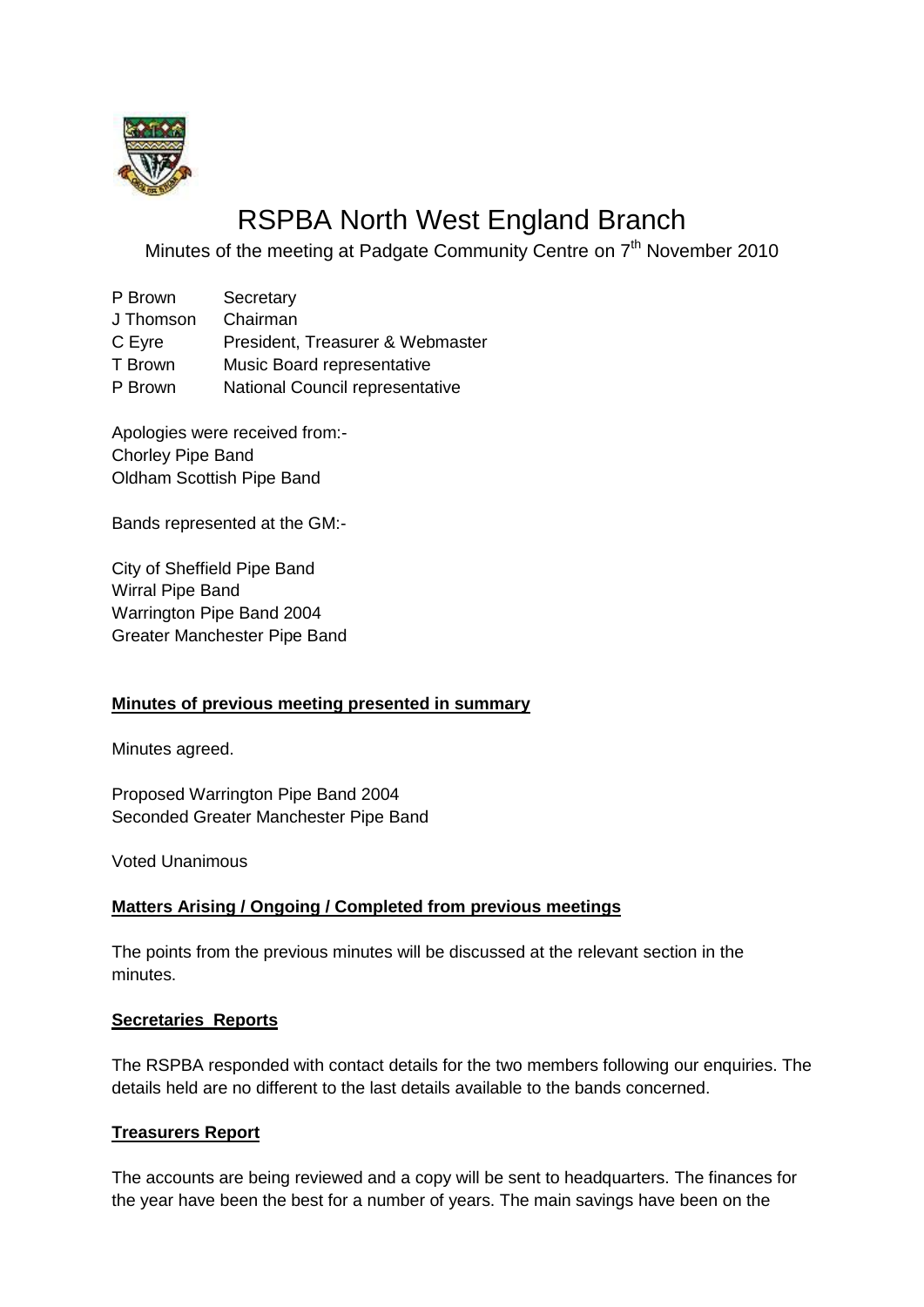# RSPBA North West England Branch

Minutes of the meeting at Padgate Community Centre on 7th November 2010

| | |
|---|---|
| P Brown | Secretary |
| J Thomson | Chairman |
| C Eyre | President, Treasurer & Webmaster |
| T Brown | Music Board representative |
| P Brown | National Council representative |

Apologies were received from:-
Chorley Pipe Band
Oldham Scottish Pipe Band

Bands represented at the GM:-

City of Sheffield Pipe Band
Wirral Pipe Band
Warrington Pipe Band 2004
Greater Manchester Pipe Band

**Minutes of previous meeting presented in summary**

Minutes agreed.

Proposed Warrington Pipe Band 2004
Seconded Greater Manchester Pipe Band

Voted Unanimous

**Matters Arising / Ongoing / Completed from previous meetings**

The points from the previous minutes will be discussed at the relevant section in the minutes.

**Secretaries Reports**

The RSPBA responded with contact details for the two members following our enquiries. The details held are no different to the last details available to the bands concerned.

**Treasurers Report**

The accounts are being reviewed and a copy will be sent to headquarters. The finances for the year have been the best for a number of years. The main savings have been on the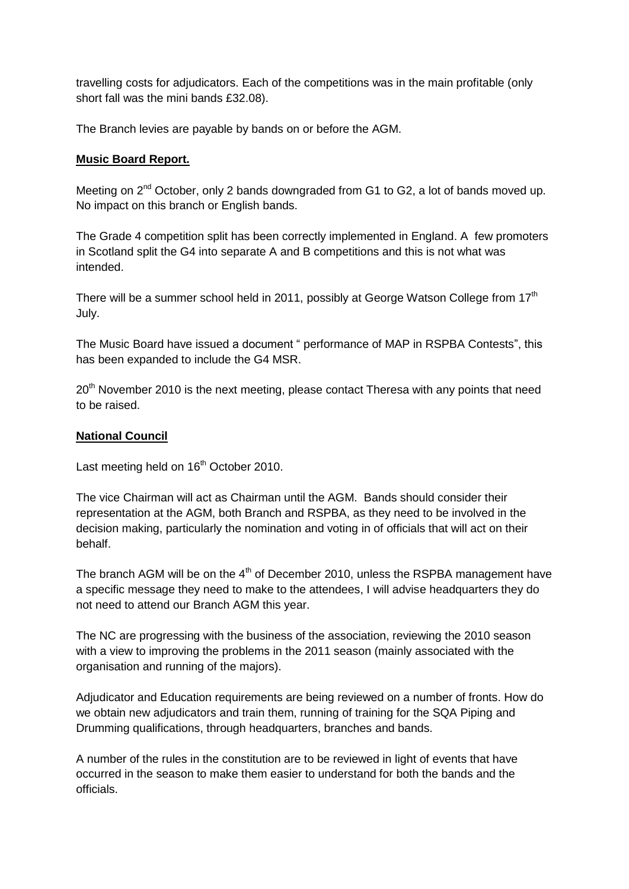travelling costs for adjudicators. Each of the competitions was in the main profitable (only short fall was the mini bands £32.08).

The Branch levies are payable by bands on or before the AGM.

**Music Board Report.**

Meeting on 2nd October, only 2 bands downgraded from G1 to G2, a lot of bands moved up. No impact on this branch or English bands.

The Grade 4 competition split has been correctly implemented in England. A few promoters in Scotland split the G4 into separate A and B competitions and this is not what was intended.

There will be a summer school held in 2011, possibly at George Watson College from 17th July.

The Music Board have issued a document " performance of MAP in RSPBA Contests", this has been expanded to include the G4 MSR.

20th November 2010 is the next meeting, please contact Theresa with any points that need to be raised.

**National Council**

Last meeting held on 16th October 2010.

The vice Chairman will act as Chairman until the AGM. Bands should consider their representation at the AGM, both Branch and RSPBA, as they need to be involved in the decision making, particularly the nomination and voting in of officials that will act on their behalf.

The branch AGM will be on the 4th of December 2010, unless the RSPBA management have a specific message they need to make to the attendees, I will advise headquarters they do not need to attend our Branch AGM this year.

The NC are progressing with the business of the association, reviewing the 2010 season with a view to improving the problems in the 2011 season (mainly associated with the organisation and running of the majors).

Adjudicator and Education requirements are being reviewed on a number of fronts. How do we obtain new adjudicators and train them, running of training for the SQA Piping and Drumming qualifications, through headquarters, branches and bands.

A number of the rules in the constitution are to be reviewed in light of events that have occurred in the season to make them easier to understand for both the bands and the officials.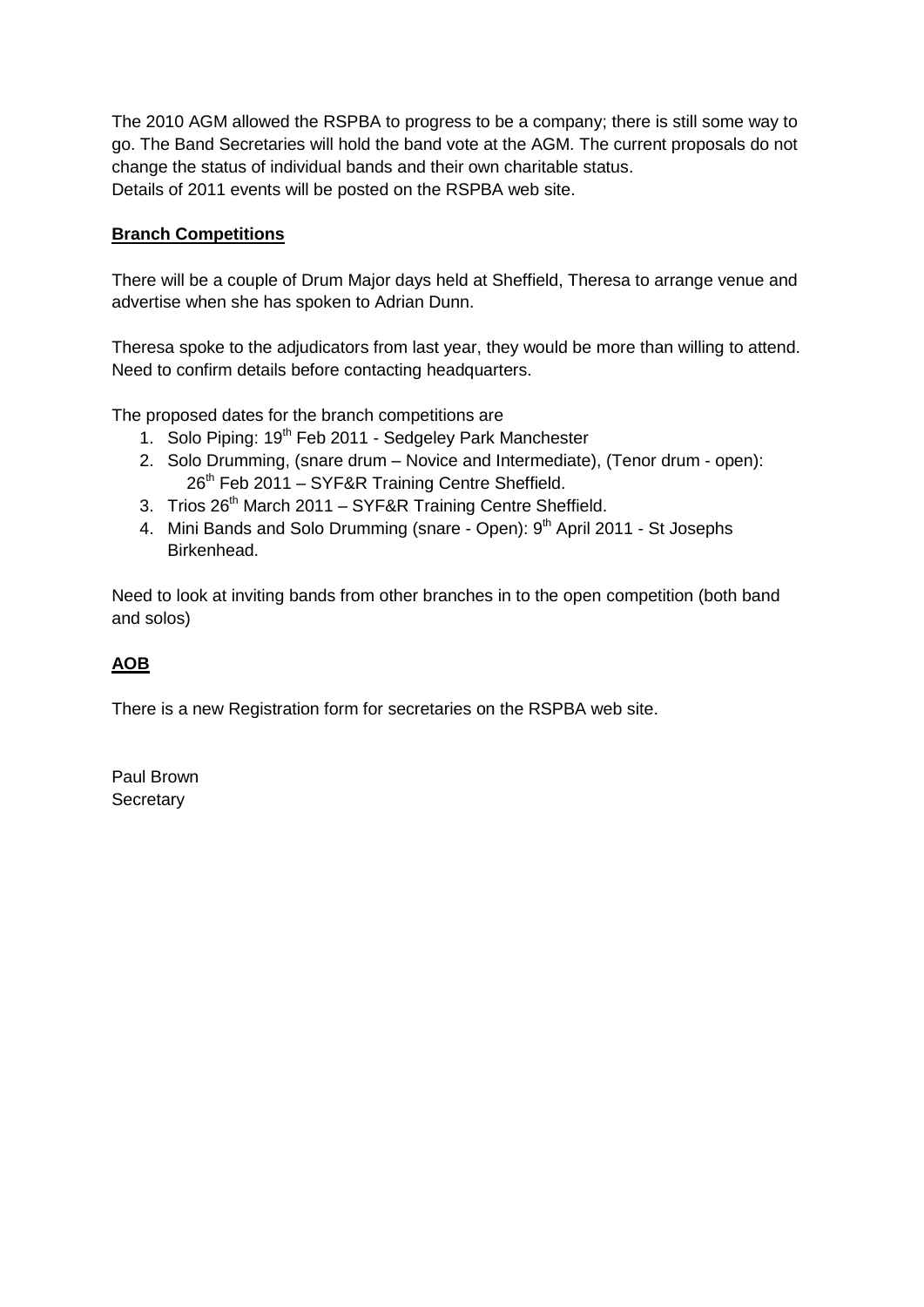The 2010 AGM allowed the RSPBA to progress to be a company; there is still some way to go. The Band Secretaries will hold the band vote at the AGM. The current proposals do not change the status of individual bands and their own charitable status.
Details of 2011 events will be posted on the RSPBA web site.

**Branch Competitions**

There will be a couple of Drum Major days held at Sheffield, Theresa to arrange venue and advertise when she has spoken to Adrian Dunn.

Theresa spoke to the adjudicators from last year, they would be more than willing to attend. Need to confirm details before contacting headquarters.

The proposed dates for the branch competitions are

1. Solo Piping: 19th Feb 2011 - Sedgeley Park Manchester
2. Solo Drumming, (snare drum – Novice and Intermediate), (Tenor drum - open): 26th Feb 2011 – SYF&R Training Centre Sheffield.
3. Trios 26th March 2011 – SYF&R Training Centre Sheffield.
4. Mini Bands and Solo Drumming (snare - Open): 9th April 2011 - St Josephs Birkenhead.

Need to look at inviting bands from other branches in to the open competition (both band and solos)

**AOB**

There is a new Registration form for secretaries on the RSPBA web site.

Paul Brown
Secretary